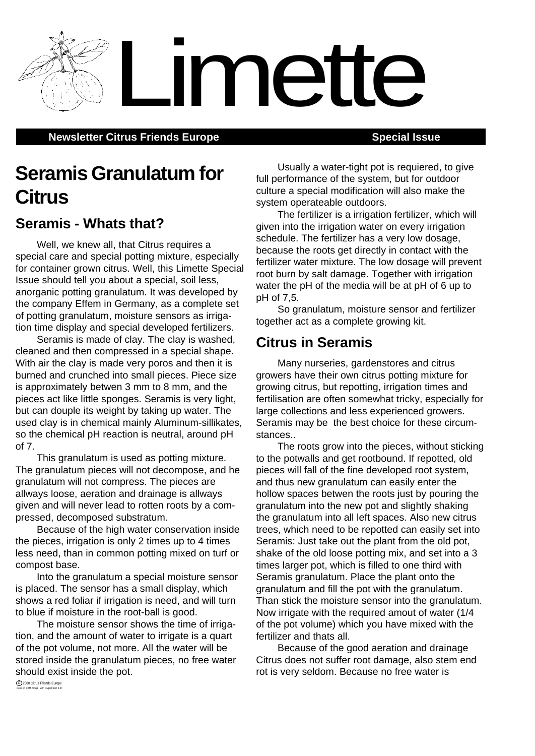# Limette

**Newsletter Citrus Friends Europe** **Special Issue**

# Seramis Granulatum for Citrus

## Seramis - Whats that?

Well, we knew all, that Citrus requires a special care and special potting mixture, especially for container grown citrus. Well, this Limette Special Issue should tell you about a special, soil less, anorganic potting granulatum. It was developed by the company Effem in Germany, as a complete set of potting granulatum, moisture sensors as irrigation time display and special developed fertilizers.

Seramis is made of clay. The clay is washed, cleaned and then compressed in a special shape. With air the clay is made very poros and then it is burned and crunched into small pieces. Piece size is approximately betwen 3 mm to 8 mm, and the pieces act like little sponges. Seramis is very light, but can douple its weight by taking up water. The used clay is in chemical mainly Aluminum-sillikates, so the chemical pH reaction is neutral, around pH of 7.

This granulatum is used as potting mixture. The granulatum pieces will not decompose, and he granulatum will not compress. The pieces are allways loose, aeration and drainage is allways given and will never lead to rotten roots by a compressed, decomposed substratum.

Because of the high water conservation inside the pieces, irrigation is only 2 times up to 4 times less need, than in common potting mixed on turf or compost base.

Into the granulatum a special moisture sensor is placed. The sensor has a small display, which shows a red foliar if irrigation is need, and will turn to blue if moisture in the root-ball is good.

The moisture sensor shows the time of irrigation, and the amount of water to irrigate is a quart of the pot volume, not more. All the water will be stored inside the granulatum pieces, no free water should exist inside the pot.

Usually a water-tight pot is requiered, to give full performance of the system, but for outdoor culture a special modification will also make the system operateable outdoors.

The fertilizer is a irrigation fertilizer, which will given into the irrigation water on every irrigation schedule. The fertilizer has a very low dosage, because the roots get directly in contact with the fertilizer water mixture. The low dosage will prevent root burn by salt damage. Together with irrigation water the pH of the media will be at pH of 6 up to pH of 7,5.

So granulatum, moisture sensor and fertilizer together act as a complete growing kit.

## Citrus in Seramis

Many nurseries, gardenstores and citrus growers have their own citrus potting mixture for growing citrus, but repotting, irrigation times and fertilisation are often somewhat tricky, especially for large collections and less experienced growers. Seramis may be the best choice for these circumstances..

The roots grow into the pieces, without sticking to the potwalls and get rootbound. If repotted, old pieces will fall of the fine developed root system, and thus new granulatum can easily enter the hollow spaces betwen the roots just by pouring the granulatum into the new pot and slightly shaking the granulatum into all left spaces. Also new citrus trees, which need to be repotted can easily set into Seramis: Just take out the plant from the old pot, shake of the old loose potting mix, and set into a 3 times larger pot, which is filled to one third with Seramis granulatum. Place the plant onto the granulatum and fill the pot with the granulatum. Than stick the moisture sensor into the granulatum. Now irrigate with the required amout of water (1/4 of the pot volume) which you have mixed with the fertilizer and thats all.

Because of the good aeration and drainage Citrus does not suffer root damage, also stem end rot is very seldom. Because no free water is

© 2000 Citrus Friends Europe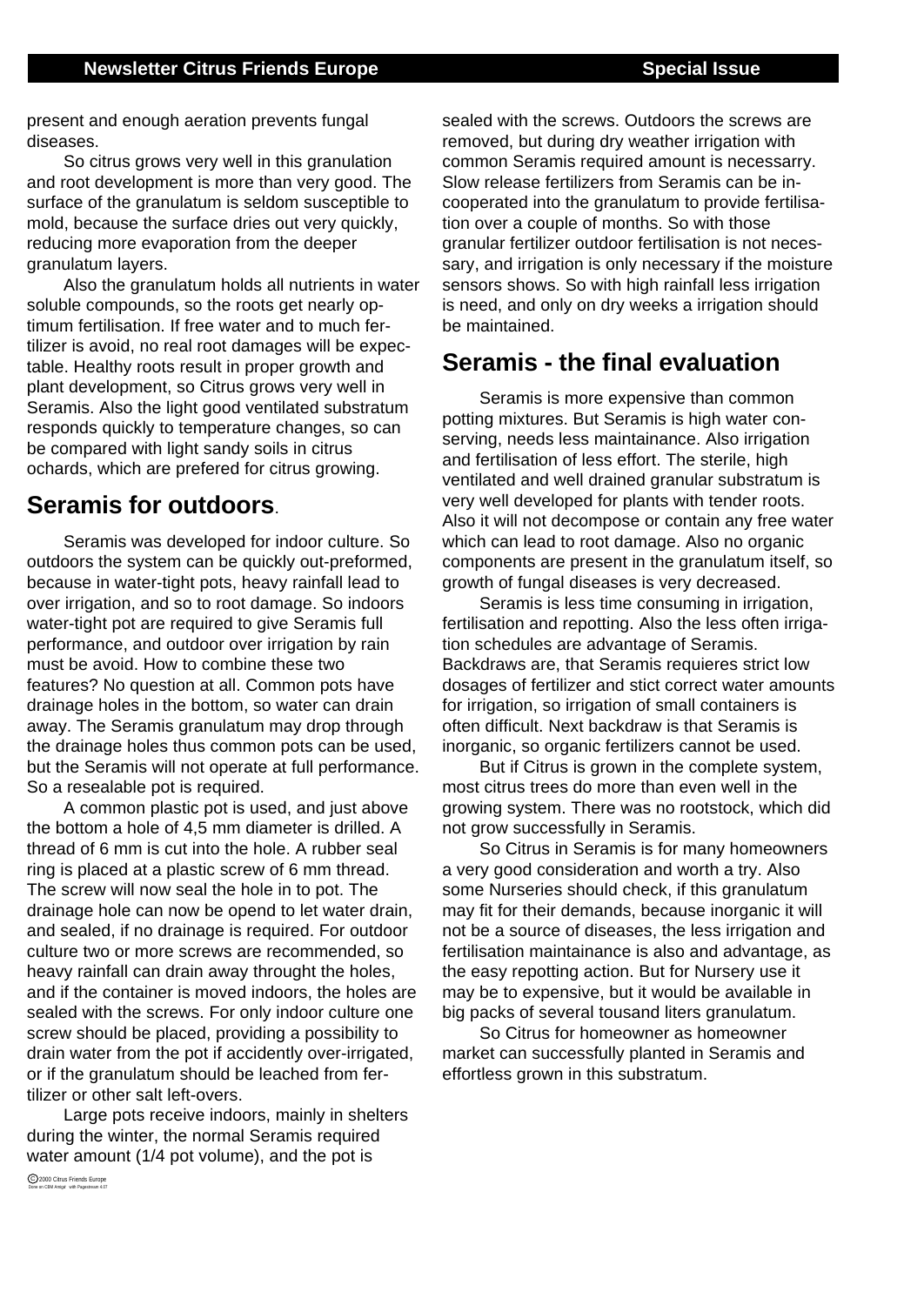present and enough aeration prevents fungal diseases.

So citrus grows very well in this granulation and root development is more than very good. The surface of the granulatum is seldom susceptible to mold, because the surface dries out very quickly, reducing more evaporation from the deeper granulatum layers.

Also the granulatum holds all nutrients in water soluble compounds, so the roots get nearly optimum fertilisation. If free water and to much fertilizer is avoid, no real root damages will be expectable. Healthy roots result in proper growth and plant development, so Citrus grows very well in Seramis. Also the light good ventilated substratum responds quickly to temperature changes, so can be compared with light sandy soils in citrus ochards, which are prefered for citrus growing.

## Seramis for outdoors.

Seramis was developed for indoor culture. So outdoors the system can be quickly out-preformed, because in water-tight pots, heavy rainfall lead to over irrigation, and so to root damage. So indoors water-tight pot are required to give Seramis full performance, and outdoor over irrigation by rain must be avoid. How to combine these two features? No question at all. Common pots have drainage holes in the bottom, so water can drain away. The Seramis granulatum may drop through the drainage holes thus common pots can be used, but the Seramis will not operate at full performance. So a resealable pot is required.

A common plastic pot is used, and just above the bottom a hole of 4,5 mm diameter is drilled. A thread of 6 mm is cut into the hole. A rubber seal ring is placed at a plastic screw of 6 mm thread. The screw will now seal the hole in to pot. The drainage hole can now be opend to let water drain, and sealed, if no drainage is required. For outdoor culture two or more screws are recommended, so heavy rainfall can drain away throught the holes, and if the container is moved indoors, the holes are sealed with the screws. For only indoor culture one screw should be placed, providing a possibility to drain water from the pot if accidently over-irrigated, or if the granulatum should be leached from fertilizer or other salt left-overs.

Large pots receive indoors, mainly in shelters during the winter, the normal Seramis required water amount (1/4 pot volume), and the pot is sealed with the screws. Outdoors the screws are removed, but during dry weather irrigation with common Seramis required amount is necessarry. Slow release fertilizers from Seramis can be incooperated into the granulatum to provide fertilisation over a couple of months. So with those granular fertilizer outdoor fertilisation is not necessary, and irrigation is only necessary if the moisture sensors shows. So with high rainfall less irrigation is need, and only on dry weeks a irrigation should be maintained.

## Seramis - the final evaluation

Seramis is more expensive than common potting mixtures. But Seramis is high water conserving, needs less maintainance. Also irrigation and fertilisation of less effort. The sterile, high ventilated and well drained granular substratum is very well developed for plants with tender roots. Also it will not decompose or contain any free water which can lead to root damage. Also no organic components are present in the granulatum itself, so growth of fungal diseases is very decreased.

Seramis is less time consuming in irrigation, fertilisation and repotting. Also the less often irrigation schedules are advantage of Seramis. Backdraws are, that Seramis requieres strict low dosages of fertilizer and stict correct water amounts for irrigation, so irrigation of small containers is often difficult. Next backdraw is that Seramis is inorganic, so organic fertilizers cannot be used.

But if Citrus is grown in the complete system, most citrus trees do more than even well in the growing system. There was no rootstock, which did not grow successfully in Seramis.

So Citrus in Seramis is for many homeowners a very good consideration and worth a try. Also some Nurseries should check, if this granulatum may fit for their demands, because inorganic it will not be a source of diseases, the less irrigation and fertilisation maintainance is also and advantage, as the easy repotting action. But for Nursery use it may be to expensive, but it would be available in big packs of several tousand liters granulatum.

So Citrus for homeowner as homeowner market can successfully planted in Seramis and effortless grown in this substratum.